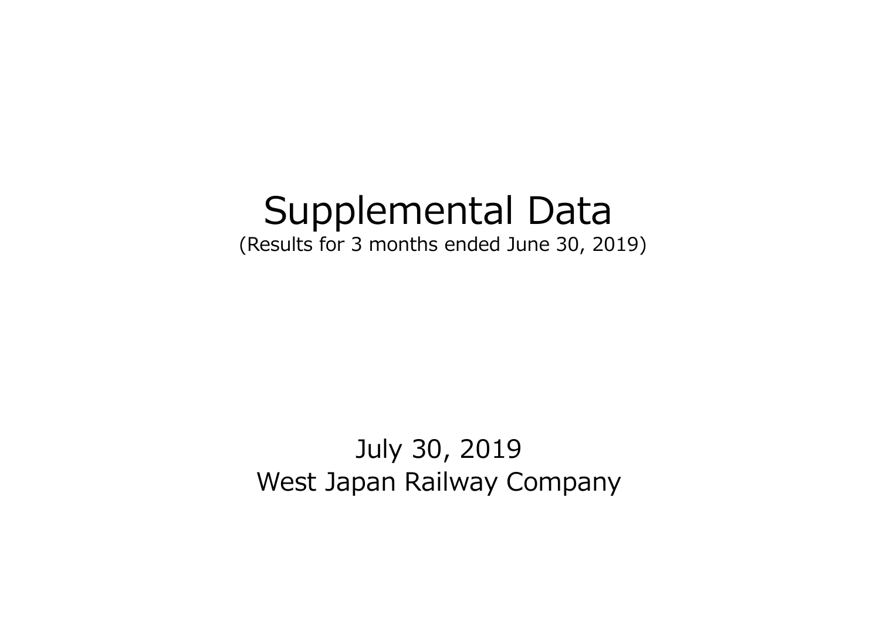# Supplemental Data

(Results for 3 months ended June 30, 2019)

July 30, 2019

West Japan Railway Company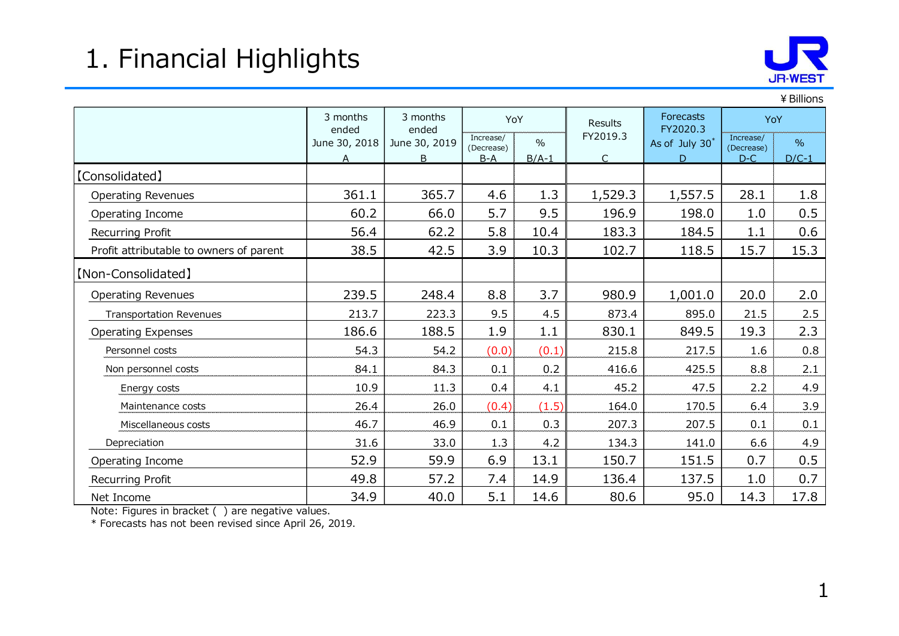# 1. Financial Highlights

¥Billions

| | 3 months ended June 30, 2018 A | 3 months ended June 30, 2019 B | YoY Increase/ (Decrease) B-A | YoY % B/A-1 | Results FY2019.3 C | Forecasts FY2020.3 As of July 30* D | YoY Increase/ (Decrease) D-C | YoY % D/C-1 |
|---|---|---|---|---|---|---|---|---|
| 【Consolidated】 | | | | | | | | |
| Operating Revenues | 361.1 | 365.7 | 4.6 | 1.3 | 1,529.3 | 1,557.5 | 28.1 | 1.8 |
| Operating Income | 60.2 | 66.0 | 5.7 | 9.5 | 196.9 | 198.0 | 1.0 | 0.5 |
| Recurring Profit | 56.4 | 62.2 | 5.8 | 10.4 | 183.3 | 184.5 | 1.1 | 0.6 |
| Profit attributable to owners of parent | 38.5 | 42.5 | 3.9 | 10.3 | 102.7 | 118.5 | 15.7 | 15.3 |
| 【Non-Consolidated】 | | | | | | | | |
| Operating Revenues | 239.5 | 248.4 | 8.8 | 3.7 | 980.9 | 1,001.0 | 20.0 | 2.0 |
| Transportation Revenues | 213.7 | 223.3 | 9.5 | 4.5 | 873.4 | 895.0 | 21.5 | 2.5 |
| Operating Expenses | 186.6 | 188.5 | 1.9 | 1.1 | 830.1 | 849.5 | 19.3 | 2.3 |
| Personnel costs | 54.3 | 54.2 | (0.0) | (0.1) | 215.8 | 217.5 | 1.6 | 0.8 |
| Non personnel costs | 84.1 | 84.3 | 0.1 | 0.2 | 416.6 | 425.5 | 8.8 | 2.1 |
| Energy costs | 10.9 | 11.3 | 0.4 | 4.1 | 45.2 | 47.5 | 2.2 | 4.9 |
| Maintenance costs | 26.4 | 26.0 | (0.4) | (1.5) | 164.0 | 170.5 | 6.4 | 3.9 |
| Miscellaneous costs | 46.7 | 46.9 | 0.1 | 0.3 | 207.3 | 207.5 | 0.1 | 0.1 |
| Depreciation | 31.6 | 33.0 | 1.3 | 4.2 | 134.3 | 141.0 | 6.6 | 4.9 |
| Operating Income | 52.9 | 59.9 | 6.9 | 13.1 | 150.7 | 151.5 | 0.7 | 0.5 |
| Recurring Profit | 49.8 | 57.2 | 7.4 | 14.9 | 136.4 | 137.5 | 1.0 | 0.7 |
| Net Income | 34.9 | 40.0 | 5.1 | 14.6 | 80.6 | 95.0 | 14.3 | 17.8 |

Note: Figures in bracket ( ) are negative values.

* Forecasts has not been revised since April 26, 2019.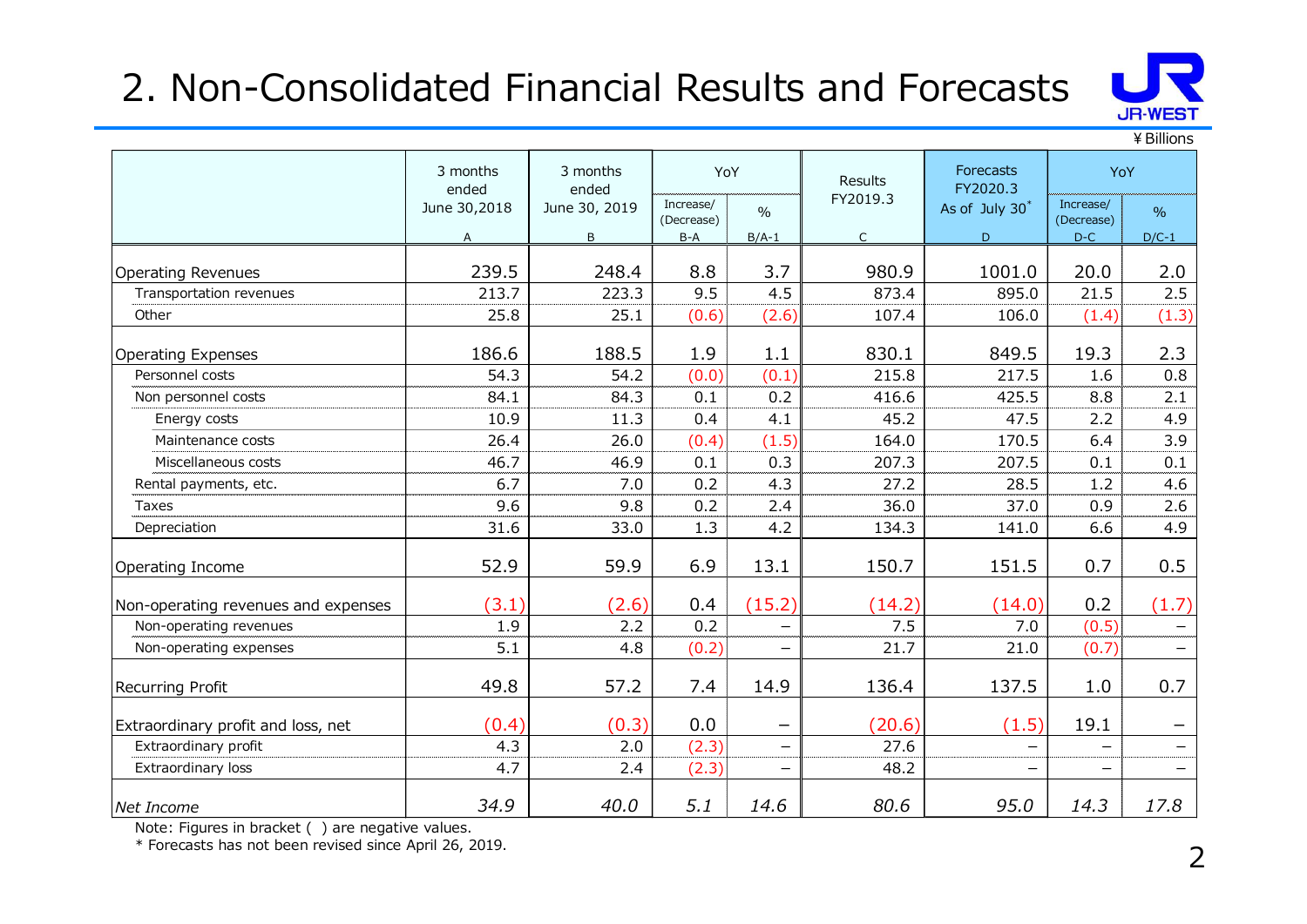# 2. Non-Consolidated Financial Results and Forecasts

¥ Billions

| | 3 months ended June 30,2018 | 3 months ended June 30, 2019 | YoY | | Results FY2019.3 | Forecasts FY2020.3 As of July 30* | YoY | |
|---|---|---|---|---|---|---|---|---|
| | | | Increase/ (Decrease) | % | | | Increase/ (Decrease) | % |
| | A | B | B-A | B/A-1 | C | D | D-C | D/C-1 |
| Operating Revenues | 239.5 | 248.4 | 8.8 | 3.7 | 980.9 | 1001.0 | 20.0 | 2.0 |
| Transportation revenues | 213.7 | 223.3 | 9.5 | 4.5 | 873.4 | 895.0 | 21.5 | 2.5 |
| Other | 25.8 | 25.1 | (0.6) | (2.6) | 107.4 | 106.0 | (1.4) | (1.3) |
| Operating Expenses | 186.6 | 188.5 | 1.9 | 1.1 | 830.1 | 849.5 | 19.3 | 2.3 |
| Personnel costs | 54.3 | 54.2 | (0.0) | (0.1) | 215.8 | 217.5 | 1.6 | 0.8 |
| Non personnel costs | 84.1 | 84.3 | 0.1 | 0.2 | 416.6 | 425.5 | 8.8 | 2.1 |
| Energy costs | 10.9 | 11.3 | 0.4 | 4.1 | 45.2 | 47.5 | 2.2 | 4.9 |
| Maintenance costs | 26.4 | 26.0 | (0.4) | (1.5) | 164.0 | 170.5 | 6.4 | 3.9 |
| Miscellaneous costs | 46.7 | 46.9 | 0.1 | 0.3 | 207.3 | 207.5 | 0.1 | 0.1 |
| Rental payments, etc. | 6.7 | 7.0 | 0.2 | 4.3 | 27.2 | 28.5 | 1.2 | 4.6 |
| Taxes | 9.6 | 9.8 | 0.2 | 2.4 | 36.0 | 37.0 | 0.9 | 2.6 |
| Depreciation | 31.6 | 33.0 | 1.3 | 4.2 | 134.3 | 141.0 | 6.6 | 4.9 |
| Operating Income | 52.9 | 59.9 | 6.9 | 13.1 | 150.7 | 151.5 | 0.7 | 0.5 |
| Non-operating revenues and expenses | (3.1) | (2.6) | 0.4 | (15.2) | (14.2) | (14.0) | 0.2 | (1.7) |
| Non-operating revenues | 1.9 | 2.2 | 0.2 | − | 7.5 | 7.0 | (0.5) | − |
| Non-operating expenses | 5.1 | 4.8 | (0.2) | − | 21.7 | 21.0 | (0.7) | − |
| Recurring Profit | 49.8 | 57.2 | 7.4 | 14.9 | 136.4 | 137.5 | 1.0 | 0.7 |
| Extraordinary profit and loss, net | (0.4) | (0.3) | 0.0 | − | (20.6) | (1.5) | 19.1 | − |
| Extraordinary profit | 4.3 | 2.0 | (2.3) | − | 27.6 | − | − | − |
| Extraordinary loss | 4.7 | 2.4 | (2.3) | − | 48.2 | − | − | − |
| *Net Income* | *34.9* | *40.0* | *5.1* | *14.6* | *80.6* | *95.0* | *14.3* | *17.8* |

Note: Figures in bracket ( ) are negative values.

\* Forecasts has not been revised since April 26, 2019.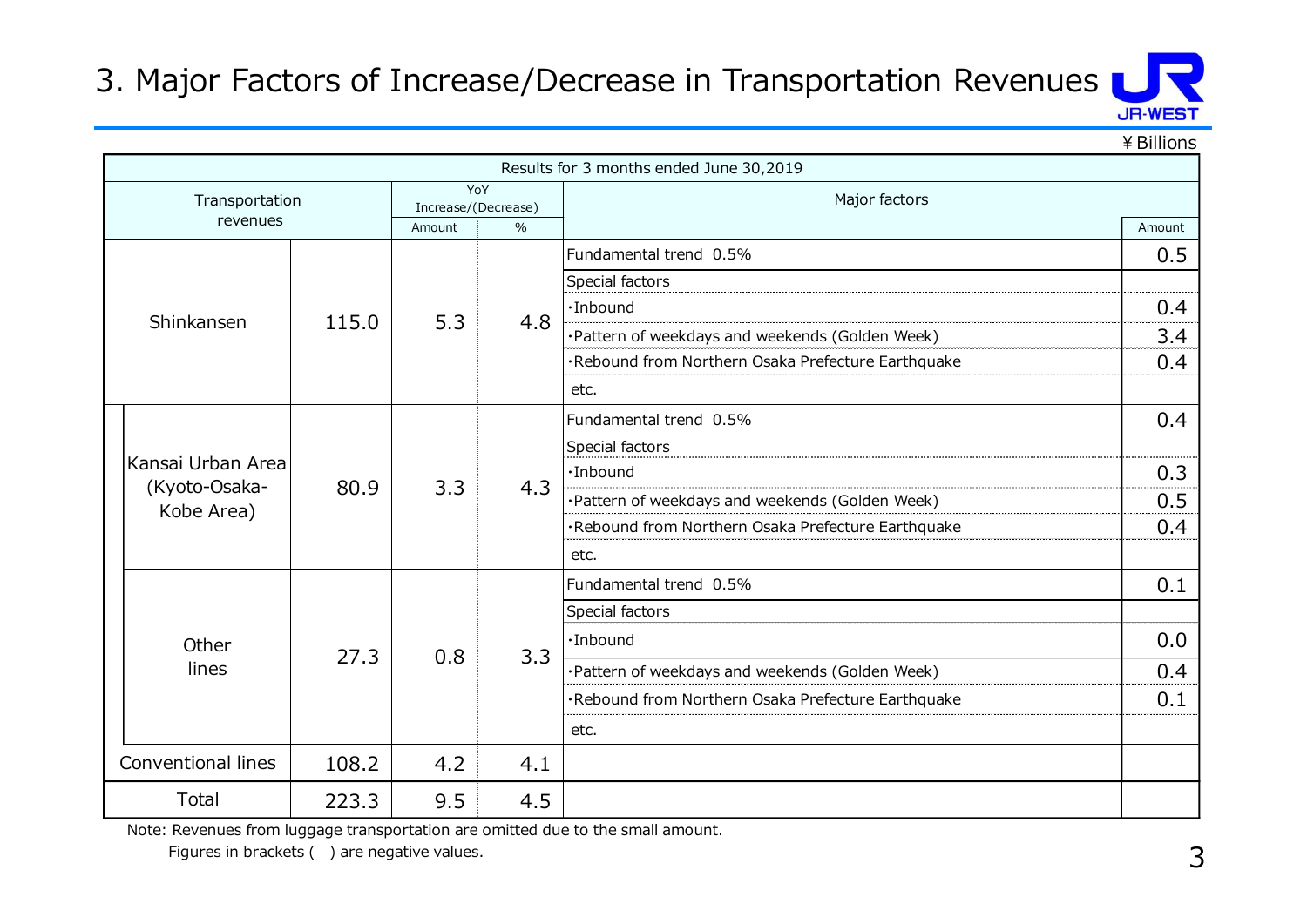# 3. Major Factors of Increase/Decrease in Transportation Revenues

¥Billions

| Results for 3 months ended June 30,2019 | | | | | |
|---|---|---|---|---|---|
| Transportation revenues | | YoY Increase/(Decrease) | | Major factors | |
| | | Amount | % | | Amount |
| Shinkansen | 115.0 | 5.3 | 4.8 | Fundamental trend 0.5% | 0.5 |
| | | | | Special factors | |
| | | | | ･Inbound | 0.4 |
| | | | | ･Pattern of weekdays and weekends (Golden Week) | 3.4 |
| | | | | ･Rebound from Northern Osaka Prefecture Earthquake | 0.4 |
| | | | | etc. | |
| Kansai Urban Area (Kyoto-Osaka-Kobe Area) | 80.9 | 3.3 | 4.3 | Fundamental trend 0.5% | 0.4 |
| | | | | Special factors | |
| | | | | ･Inbound | 0.3 |
| | | | | ･Pattern of weekdays and weekends (Golden Week) | 0.5 |
| | | | | ･Rebound from Northern Osaka Prefecture Earthquake | 0.4 |
| | | | | etc. | |
| Other lines | 27.3 | 0.8 | 3.3 | Fundamental trend 0.5% | 0.1 |
| | | | | Special factors | |
| | | | | ･Inbound | 0.0 |
| | | | | ･Pattern of weekdays and weekends (Golden Week) | 0.4 |
| | | | | ･Rebound from Northern Osaka Prefecture Earthquake | 0.1 |
| | | | | etc. | |
| Conventional lines | 108.2 | 4.2 | 4.1 | | |
| Total | 223.3 | 9.5 | 4.5 | | |

Note: Revenues from luggage transportation are omitted due to the small amount.
Figures in brackets ( ) are negative values.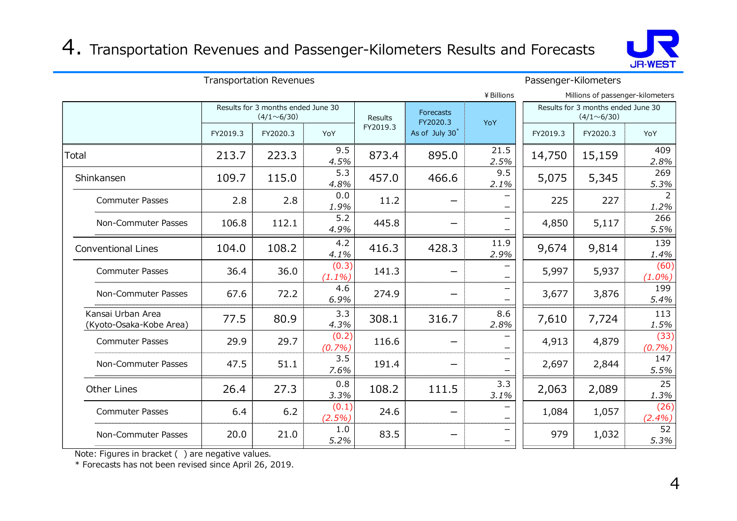# 4. Transportation Revenues and Passenger-Kilometers Results and Forecasts

Transportation Revenues (¥Billions) / Passenger-Kilometers (Millions of passenger-kilometers)

| | Transportation Revenues: Results for 3 months ended June 30 (4/1～6/30) | | | Results | Forecasts | | Passenger-Kilometers: Results for 3 months ended June 30 (4/1～6/30) | | |
|---|---|---|---|---|---|---|---|---|---|
| | FY2019.3 | FY2020.3 | YoY | FY2019.3 | FY2020.3 As of July 30* | YoY | FY2019.3 | FY2020.3 | YoY |
| Total | 213.7 | 223.3 | 9.5 / 4.5% | 873.4 | 895.0 | 21.5 / 2.5% | 14,750 | 15,159 | 409 / 2.8% |
| Shinkansen | 109.7 | 115.0 | 5.3 / 4.8% | 457.0 | 466.6 | 9.5 / 2.1% | 5,075 | 5,345 | 269 / 5.3% |
| Commuter Passes | 2.8 | 2.8 | 0.0 / 1.9% | 11.2 | – | – / – | 225 | 227 | 2 / 1.2% |
| Non-Commuter Passes | 106.8 | 112.1 | 5.2 / 4.9% | 445.8 | – | – / – | 4,850 | 5,117 | 266 / 5.5% |
| Conventional Lines | 104.0 | 108.2 | 4.2 / 4.1% | 416.3 | 428.3 | 11.9 / 2.9% | 9,674 | 9,814 | 139 / 1.4% |
| Commuter Passes | 36.4 | 36.0 | (0.3) / (1.1%) | 141.3 | – | – / – | 5,997 | 5,937 | (60) / (1.0%) |
| Non-Commuter Passes | 67.6 | 72.2 | 4.6 / 6.9% | 274.9 | – | – / – | 3,677 | 3,876 | 199 / 5.4% |
| Kansai Urban Area (Kyoto-Osaka-Kobe Area) | 77.5 | 80.9 | 3.3 / 4.3% | 308.1 | 316.7 | 8.6 / 2.8% | 7,610 | 7,724 | 113 / 1.5% |
| Commuter Passes | 29.9 | 29.7 | (0.2) / (0.7%) | 116.6 | – | – / – | 4,913 | 4,879 | (33) / (0.7%) |
| Non-Commuter Passes | 47.5 | 51.1 | 3.5 / 7.6% | 191.4 | – | – / – | 2,697 | 2,844 | 147 / 5.5% |
| Other Lines | 26.4 | 27.3 | 0.8 / 3.3% | 108.2 | 111.5 | 3.3 / 3.1% | 2,063 | 2,089 | 25 / 1.3% |
| Commuter Passes | 6.4 | 6.2 | (0.1) / (2.5%) | 24.6 | – | – / – | 1,084 | 1,057 | (26) / (2.4%) |
| Non-Commuter Passes | 20.0 | 21.0 | 1.0 / 5.2% | 83.5 | – | – / – | 979 | 1,032 | 52 / 5.3% |

Note: Figures in bracket ( ) are negative values.

\* Forecasts has not been revised since April 26, 2019.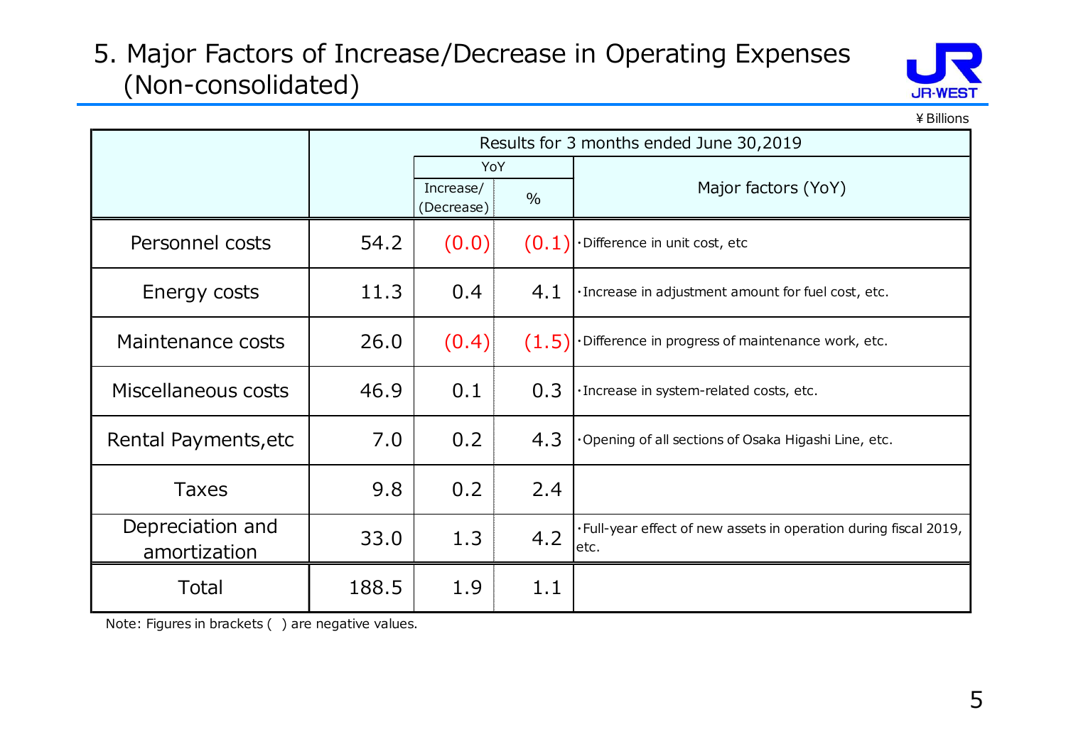# 5. Major Factors of Increase/Decrease in Operating Expenses (Non-consolidated)

¥Billions

| | Results for 3 months ended June 30,2019 | | | |
|---|---|---|---|---|
| | | YoY | | Major factors (YoY) |
| | | Increase/ (Decrease) | % | |
| Personnel costs | 54.2 | (0.0) | (0.1) | ･Difference in unit cost, etc |
| Energy costs | 11.3 | 0.4 | 4.1 | ･Increase in adjustment amount for fuel cost, etc. |
| Maintenance costs | 26.0 | (0.4) | (1.5) | ･Difference in progress of maintenance work, etc. |
| Miscellaneous costs | 46.9 | 0.1 | 0.3 | ･Increase in system-related costs, etc. |
| Rental Payments,etc | 7.0 | 0.2 | 4.3 | ･Opening of all sections of Osaka Higashi Line, etc. |
| Taxes | 9.8 | 0.2 | 2.4 | |
| Depreciation and amortization | 33.0 | 1.3 | 4.2 | ･Full-year effect of new assets in operation during fiscal 2019, etc. |
| Total | 188.5 | 1.9 | 1.1 | |

Note: Figures in brackets ( ) are negative values.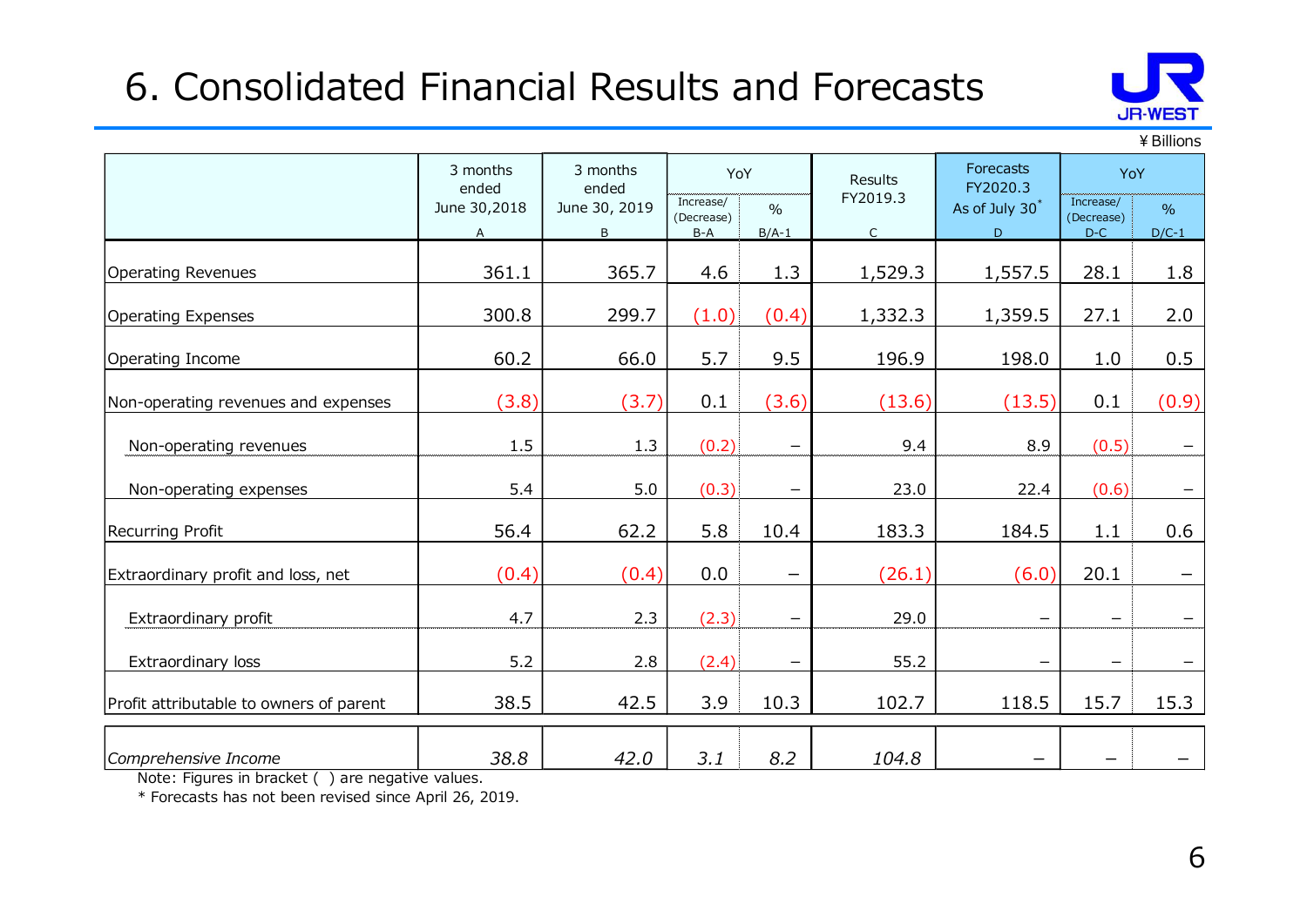# 6. Consolidated Financial Results and Forecasts

¥Billions

| | 3 months ended June 30,2018 | 3 months ended June 30, 2019 | YoY | | Results FY2019.3 | Forecasts FY2020.3 As of July 30* | YoY | |
|---|---|---|---|---|---|---|---|---|
| | A | B | Increase/ (Decrease) B-A | % B/A-1 | C | D | Increase/ (Decrease) D-C | % D/C-1 |
| Operating Revenues | 361.1 | 365.7 | 4.6 | 1.3 | 1,529.3 | 1,557.5 | 28.1 | 1.8 |
| Operating Expenses | 300.8 | 299.7 | (1.0) | (0.4) | 1,332.3 | 1,359.5 | 27.1 | 2.0 |
| Operating Income | 60.2 | 66.0 | 5.7 | 9.5 | 196.9 | 198.0 | 1.0 | 0.5 |
| Non-operating revenues and expenses | (3.8) | (3.7) | 0.1 | (3.6) | (13.6) | (13.5) | 0.1 | (0.9) |
| Non-operating revenues | 1.5 | 1.3 | (0.2) | – | 9.4 | 8.9 | (0.5) | – |
| Non-operating expenses | 5.4 | 5.0 | (0.3) | – | 23.0 | 22.4 | (0.6) | – |
| Recurring Profit | 56.4 | 62.2 | 5.8 | 10.4 | 183.3 | 184.5 | 1.1 | 0.6 |
| Extraordinary profit and loss, net | (0.4) | (0.4) | 0.0 | – | (26.1) | (6.0) | 20.1 | – |
| Extraordinary profit | 4.7 | 2.3 | (2.3) | – | 29.0 | – | – | – |
| Extraordinary loss | 5.2 | 2.8 | (2.4) | – | 55.2 | – | – | – |
| Profit attributable to owners of parent | 38.5 | 42.5 | 3.9 | 10.3 | 102.7 | 118.5 | 15.7 | 15.3 |
| *Comprehensive Income* | *38.8* | *42.0* | *3.1* | *8.2* | *104.8* | – | – | – |

Note: Figures in bracket ( ) are negative values.

* Forecasts has not been revised since April 26, 2019.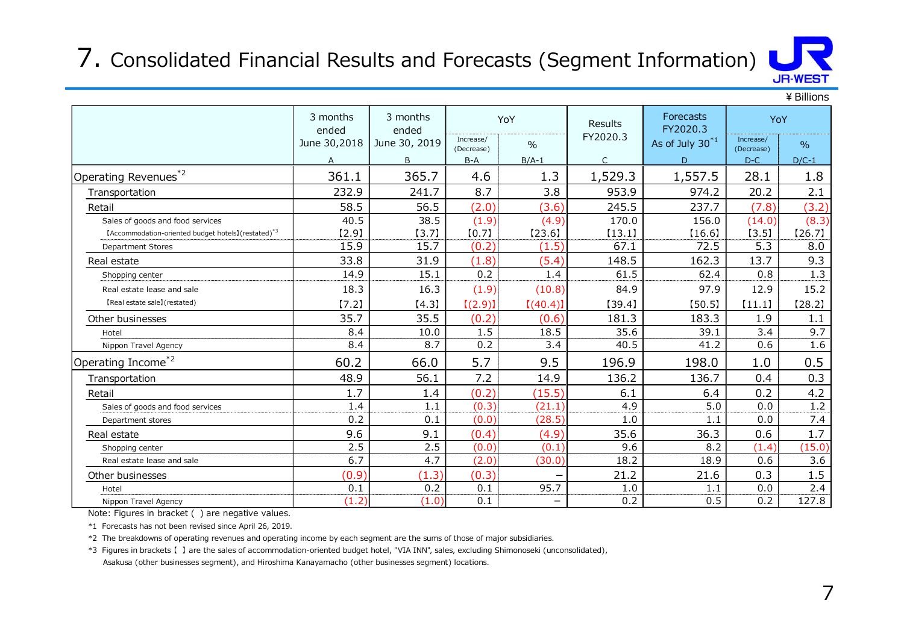# 7. Consolidated Financial Results and Forecasts (Segment Information)

¥ Billions

| | 3 months ended June 30,2018 | 3 months ended June 30, 2019 | YoY | | Results FY2020.3 | Forecasts FY2020.3 As of July 30[*1] | YoY | |
|---|---|---|---|---|---|---|---|---|
| | | | Increase/ (Decrease) | % | | | Increase/ (Decrease) | % |
| | A | B | B-A | B/A-1 | C | D | D-C | D/C-1 |
| Operating Revenues[*2] | 361.1 | 365.7 | 4.6 | 1.3 | 1,529.3 | 1,557.5 | 28.1 | 1.8 |
| Transportation | 232.9 | 241.7 | 8.7 | 3.8 | 953.9 | 974.2 | 20.2 | 2.1 |
| Retail | 58.5 | 56.5 | (2.0) | (3.6) | 245.5 | 237.7 | (7.8) | (3.2) |
| Sales of goods and food services | 40.5 | 38.5 | (1.9) | (4.9) | 170.0 | 156.0 | (14.0) | (8.3) |
| 【Accommodation-oriented budget hotels】(restated)[*3] | 【2.9】 | 【3.7】 | 【0.7】 | 【23.6】 | 【13.1】 | 【16.6】 | 【3.5】 | 【26.7】 |
| Department Stores | 15.9 | 15.7 | (0.2) | (1.5) | 67.1 | 72.5 | 5.3 | 8.0 |
| Real estate | 33.8 | 31.9 | (1.8) | (5.4) | 148.5 | 162.3 | 13.7 | 9.3 |
| Shopping center | 14.9 | 15.1 | 0.2 | 1.4 | 61.5 | 62.4 | 0.8 | 1.3 |
| Real estate lease and sale | 18.3 | 16.3 | (1.9) | (10.8) | 84.9 | 97.9 | 12.9 | 15.2 |
| 【Real estate sale】(restated) | 【7.2】 | 【4.3】 | 【(2.9)】 | 【(40.4)】 | 【39.4】 | 【50.5】 | 【11.1】 | 【28.2】 |
| Other businesses | 35.7 | 35.5 | (0.2) | (0.6) | 181.3 | 183.3 | 1.9 | 1.1 |
| Hotel | 8.4 | 10.0 | 1.5 | 18.5 | 35.6 | 39.1 | 3.4 | 9.7 |
| Nippon Travel Agency | 8.4 | 8.7 | 0.2 | 3.4 | 40.5 | 41.2 | 0.6 | 1.6 |
| Operating Income[*2] | 60.2 | 66.0 | 5.7 | 9.5 | 196.9 | 198.0 | 1.0 | 0.5 |
| Transportation | 48.9 | 56.1 | 7.2 | 14.9 | 136.2 | 136.7 | 0.4 | 0.3 |
| Retail | 1.7 | 1.4 | (0.2) | (15.5) | 6.1 | 6.4 | 0.2 | 4.2 |
| Sales of goods and food services | 1.4 | 1.1 | (0.3) | (21.1) | 4.9 | 5.0 | 0.0 | 1.2 |
| Department stores | 0.2 | 0.1 | (0.0) | (28.5) | 1.0 | 1.1 | 0.0 | 7.4 |
| Real estate | 9.6 | 9.1 | (0.4) | (4.9) | 35.6 | 36.3 | 0.6 | 1.7 |
| Shopping center | 2.5 | 2.5 | (0.0) | (0.1) | 9.6 | 8.2 | (1.4) | (15.0) |
| Real estate lease and sale | 6.7 | 4.7 | (2.0) | (30.0) | 18.2 | 18.9 | 0.6 | 3.6 |
| Other businesses | (0.9) | (1.3) | (0.3) | – | 21.2 | 21.6 | 0.3 | 1.5 |
| Hotel | 0.1 | 0.2 | 0.1 | 95.7 | 1.0 | 1.1 | 0.0 | 2.4 |
| Nippon Travel Agency | (1.2) | (1.0) | 0.1 | – | 0.2 | 0.5 | 0.2 | 127.8 |

Note: Figures in bracket ( ) are negative values.

*1 Forecasts has not been revised since April 26, 2019.

*2 The breakdowns of operating revenues and operating income by each segment are the sums of those of major subsidiaries.

*3 Figures in brackets 【 】 are the sales of accommodation-oriented budget hotel, "VIA INN", sales, excluding Shimonoseki (unconsolidated), Asakusa (other businesses segment), and Hiroshima Kanayamacho (other businesses segment) locations.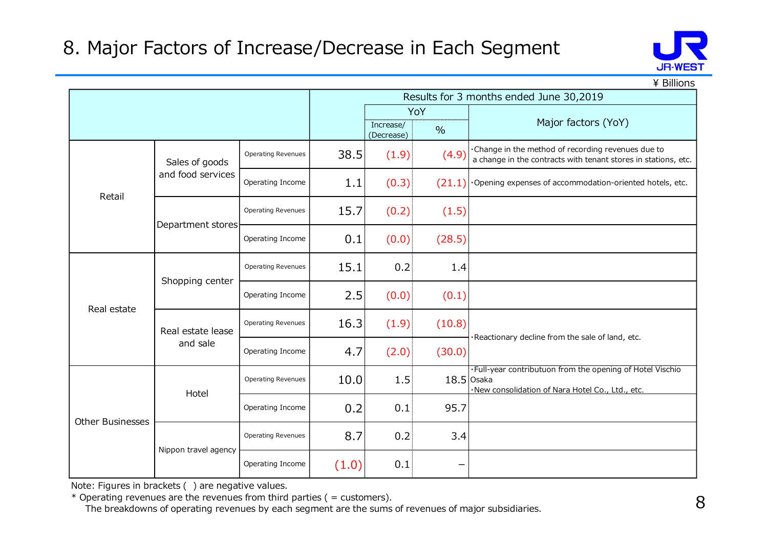# 8. Major Factors of Increase/Decrease in Each Segment

¥ Billions

| | | | Results for 3 months ended June 30,2019 | | | |
|---|---|---|---|---|---|---|
| | | | | YoY | | Major factors (YoY) |
| | | | | Increase/ (Decrease) | % | |
| Retail | Sales of goods and food services | Operating Revenues | 38.5 | (1.9) | (4.9) | ・Change in the method of recording revenues due to a change in the contracts with tenant stores in stations, etc. |
| | | Operating Income | 1.1 | (0.3) | (21.1) | ・Opening expenses of accommodation-oriented hotels, etc. |
| | Department stores | Operating Revenues | 15.7 | (0.2) | (1.5) | |
| | | Operating Income | 0.1 | (0.0) | (28.5) | |
| Real estate | Shopping center | Operating Revenues | 15.1 | 0.2 | 1.4 | |
| | | Operating Income | 2.5 | (0.0) | (0.1) | |
| | Real estate lease and sale | Operating Revenues | 16.3 | (1.9) | (10.8) | ・Reactionary decline from the sale of land, etc. |
| | | Operating Income | 4.7 | (2.0) | (30.0) | |
| Other Businesses | Hotel | Operating Revenues | 10.0 | 1.5 | 18.5 | ・Full-year contributuon from the opening of Hotel Vischio Osaka ・New consolidation of Nara Hotel Co., Ltd., etc. |
| | | Operating Income | 0.2 | 0.1 | 95.7 | |
| | Nippon travel agency | Operating Revenues | 8.7 | 0.2 | 3.4 | |
| | | Operating Income | (1.0) | 0.1 | – | |

Note: Figures in brackets ( ) are negative values.

* Operating revenues are the revenues from third parties ( = customers).
  The breakdowns of operating revenues by each segment are the sums of revenues of major subsidiaries.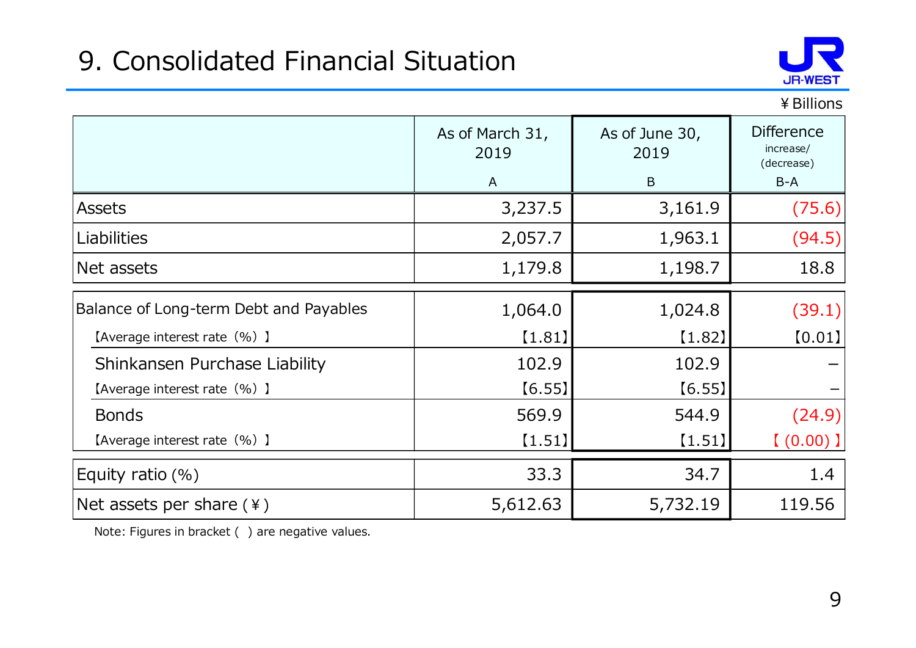# 9. Consolidated Financial Situation

¥Billions

| | As of March 31, 2019<br>A | As of June 30, 2019<br>B | Difference increase/(decrease)<br>B-A |
|---|---|---|---|
| Assets | 3,237.5 | 3,161.9 | (75.6) |
| Liabilities | 2,057.7 | 1,963.1 | (94.5) |
| Net assets | 1,179.8 | 1,198.7 | 18.8 |
| Balance of Long-term Debt and Payables | 1,064.0 | 1,024.8 | (39.1) |
| 【Average interest rate（%）】 | 【1.81】 | 【1.82】 | 【0.01】 |
| Shinkansen Purchase Liability | 102.9 | 102.9 | − |
| 【Average interest rate（%）】 | 【6.55】 | 【6.55】 | − |
| Bonds | 569.9 | 544.9 | (24.9) |
| 【Average interest rate（%）】 | 【1.51】 | 【1.51】 | 【(0.00)】 |
| Equity ratio (%) | 33.3 | 34.7 | 1.4 |
| Net assets per share (¥) | 5,612.63 | 5,732.19 | 119.56 |

Note: Figures in bracket ( ) are negative values.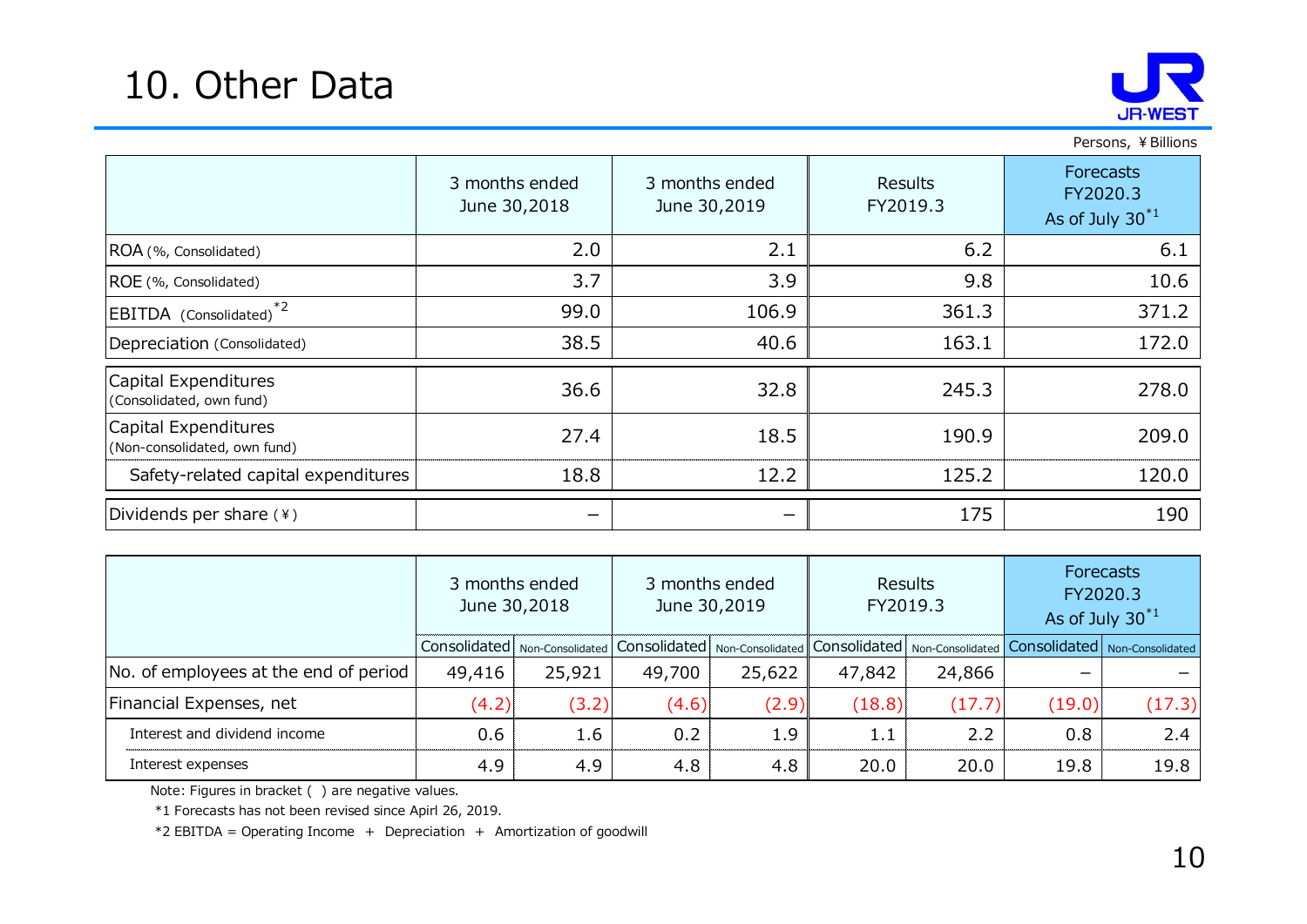# 10. Other Data

Persons, ¥Billions

| | 3 months ended June 30,2018 | 3 months ended June 30,2019 | Results FY2019.3 | Forecasts FY2020.3 As of July 30*1 |
|---|---|---|---|---|
| ROA (%, Consolidated) | 2.0 | 2.1 | 6.2 | 6.1 |
| ROE (%, Consolidated) | 3.7 | 3.9 | 9.8 | 10.6 |
| EBITDA (Consolidated)*2 | 99.0 | 106.9 | 361.3 | 371.2 |
| Depreciation (Consolidated) | 38.5 | 40.6 | 163.1 | 172.0 |
| Capital Expenditures (Consolidated, own fund) | 36.6 | 32.8 | 245.3 | 278.0 |
| Capital Expenditures (Non-consolidated, own fund) | 27.4 | 18.5 | 190.9 | 209.0 |
| Safety-related capital expenditures | 18.8 | 12.2 | 125.2 | 120.0 |
| Dividends per share (¥) | − | − | 175 | 190 |

| | 3 months ended June 30,2018 | | 3 months ended June 30,2019 | | Results FY2019.3 | | Forecasts FY2020.3 As of July 30*1 | |
|---|---|---|---|---|---|---|---|---|
| | Consolidated | Non-Consolidated | Consolidated | Non-Consolidated | Consolidated | Non-Consolidated | Consolidated | Non-Consolidated |
| No. of employees at the end of period | 49,416 | 25,921 | 49,700 | 25,622 | 47,842 | 24,866 | − | − |
| Financial Expenses, net | (4.2) | (3.2) | (4.6) | (2.9) | (18.8) | (17.7) | (19.0) | (17.3) |
| Interest and dividend income | 0.6 | 1.6 | 0.2 | 1.9 | 1.1 | 2.2 | 0.8 | 2.4 |
| Interest expenses | 4.9 | 4.9 | 4.8 | 4.8 | 20.0 | 20.0 | 19.8 | 19.8 |

Note: Figures in bracket ( ) are negative values.

*1 Forecasts has not been revised since Apirl 26, 2019.

*2 EBITDA = Operating Income ＋ Depreciation ＋ Amortization of goodwill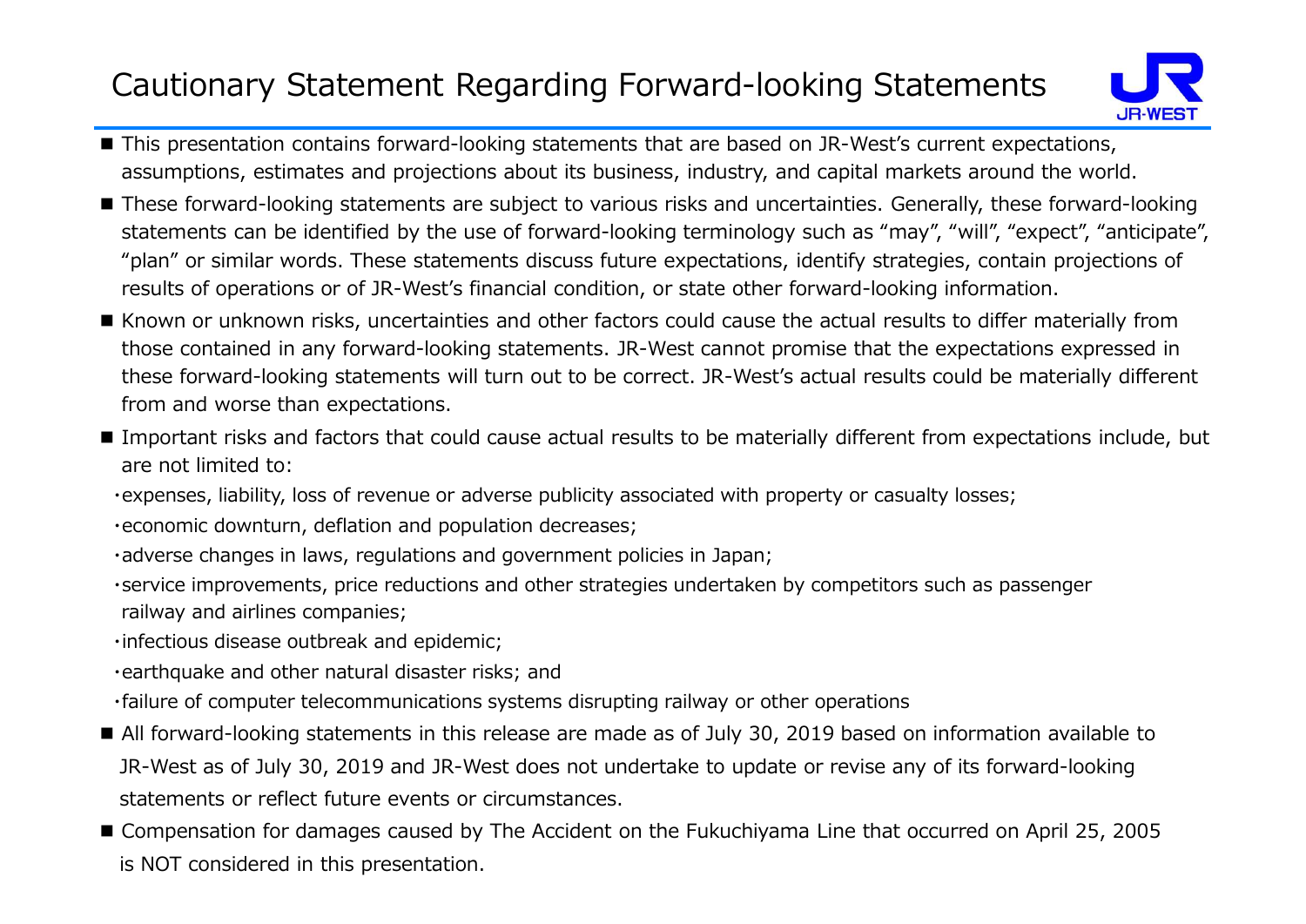# Cautionary Statement Regarding Forward-looking Statements

- This presentation contains forward-looking statements that are based on JR-West's current expectations, assumptions, estimates and projections about its business, industry, and capital markets around the world.
- These forward-looking statements are subject to various risks and uncertainties. Generally, these forward-looking statements can be identified by the use of forward-looking terminology such as "may", "will", "expect", "anticipate", "plan" or similar words. These statements discuss future expectations, identify strategies, contain projections of results of operations or of JR-West's financial condition, or state other forward-looking information.
- Known or unknown risks, uncertainties and other factors could cause the actual results to differ materially from those contained in any forward-looking statements. JR-West cannot promise that the expectations expressed in these forward-looking statements will turn out to be correct. JR-West's actual results could be materially different from and worse than expectations.
- Important risks and factors that could cause actual results to be materially different from expectations include, but are not limited to:
  - expenses, liability, loss of revenue or adverse publicity associated with property or casualty losses;
  - economic downturn, deflation and population decreases;
  - adverse changes in laws, regulations and government policies in Japan;
  - service improvements, price reductions and other strategies undertaken by competitors such as passenger railway and airlines companies;
  - infectious disease outbreak and epidemic;
  - earthquake and other natural disaster risks; and
  - failure of computer telecommunications systems disrupting railway or other operations
- All forward-looking statements in this release are made as of July 30, 2019 based on information available to JR-West as of July 30, 2019 and JR-West does not undertake to update or revise any of its forward-looking statements or reflect future events or circumstances.
- Compensation for damages caused by The Accident on the Fukuchiyama Line that occurred on April 25, 2005 is NOT considered in this presentation.